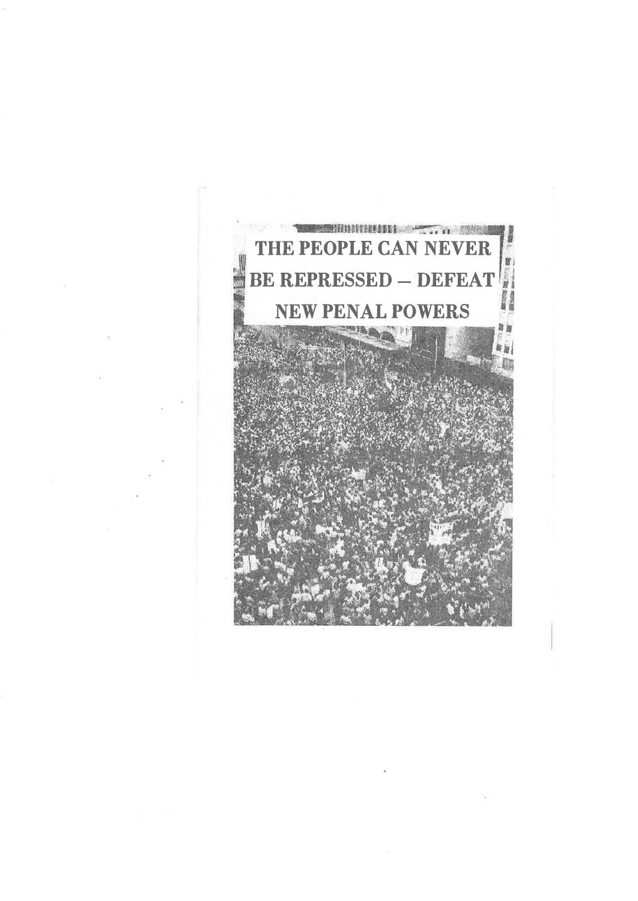# THE PEOPLE CAN NEVER BE REPRESSED – DEFEAT NEW PENAL POWERS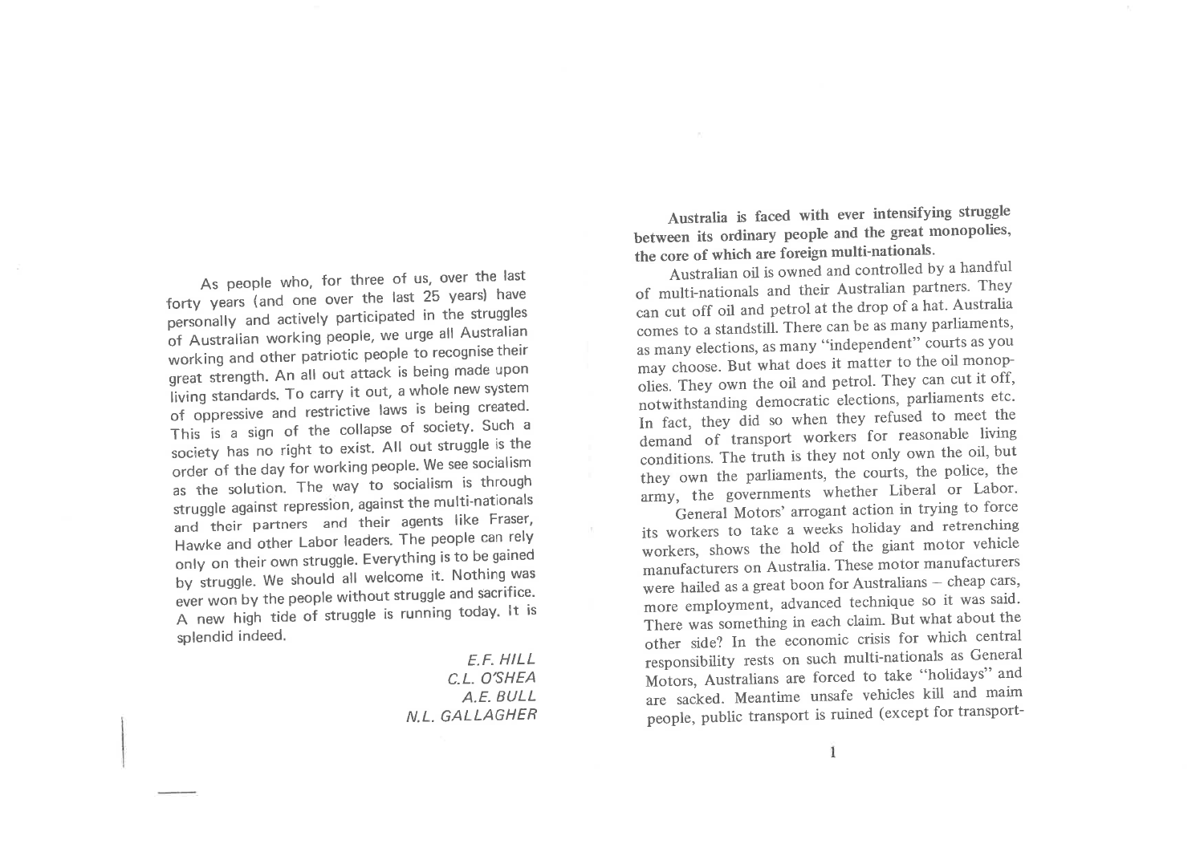As people who, for three of us, over the last forty years (and one over the last 25 years) have personally and actively participated in the struggles of Australian working people, we urge all Australian working and other patriotic people to recognise their great strength. An all out attack is being made upon living standards. To carry it out, a whole new system of oppressive and restrictive laws is being created. This is a sign of the collapse of society. Such a society has no right to exist. All out struggle is the order of the day for working people. We see socialism as the solution. The way to socialism is through struggle against repression, against the multi-nationals and their partners and their agents like Fraser, Hawke and other Labor leaders. The people can rely only on their own struggle. Everything is to be gained by struggle. We should all welcome it. Nothing was ever won by the people without struggle and sacrifice. A new high tide of struggle is running today. It is splendid indeed.

*E.F. HILL*
*C.L. O'SHEA*
*A.E. BULL*
*N.L. GALLAGHER*

**Australia is faced with ever intensifying struggle between its ordinary people and the great monopolies, the core of which are foreign multi-nationals.**

Australian oil is owned and controlled by a handful of multi-nationals and their Australian partners. They can cut off oil and petrol at the drop of a hat. Australia comes to a standstill. There can be as many parliaments, as many elections, as many "independent" courts as you may choose. But what does it matter to the oil monopolies. They own the oil and petrol. They can cut it off, notwithstanding democratic elections, parliaments etc. In fact, they did so when they refused to meet the demand of transport workers for reasonable living conditions. The truth is they not only own the oil, but they own the parliaments, the courts, the police, the army, the governments whether Liberal or Labor.

General Motors' arrogant action in trying to force its workers to take a weeks holiday and retrenching workers, shows the hold of the giant motor vehicle manufacturers on Australia. These motor manufacturers were hailed as a great boon for Australians – cheap cars, more employment, advanced technique so it was said. There was something in each claim. But what about the other side? In the economic crisis for which central responsibility rests on such multi-nationals as General Motors, Australians are forced to take "holidays" and are sacked. Meantime unsafe vehicles kill and maim people, public transport is ruined (except for transport-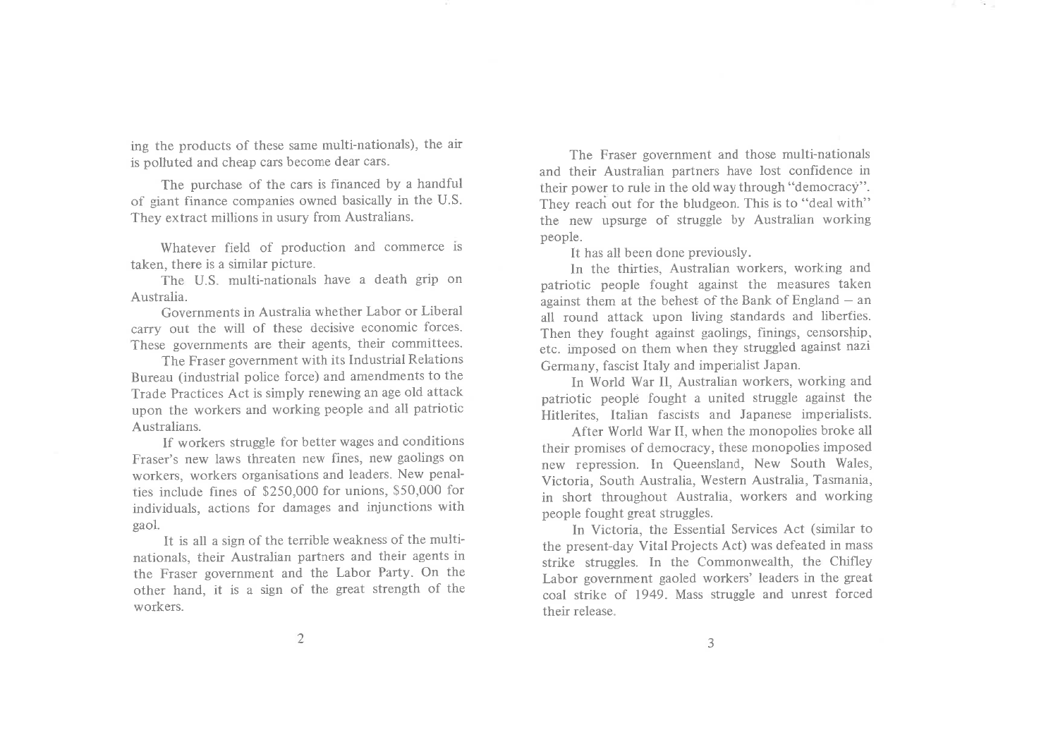ing the products of these same multi-nationals), the air is polluted and cheap cars become dear cars.

The purchase of the cars is financed by a handful of giant finance companies owned basically in the U.S. They extract millions in usury from Australians.

Whatever field of production and commerce is taken, there is a similar picture.

The U.S. multi-nationals have a death grip on Australia.

Governments in Australia whether Labor or Liberal carry out the will of these decisive economic forces. These governments are their agents, their committees.

The Fraser government with its Industrial Relations Bureau (industrial police force) and amendments to the Trade Practices Act is simply renewing an age old attack upon the workers and working people and all patriotic Australians.

If workers struggle for better wages and conditions Fraser's new laws threaten new fines, new gaolings on workers, workers organisations and leaders. New penalties include fines of $250,000 for unions, $50,000 for individuals, actions for damages and injunctions with gaol.

It is all a sign of the terrible weakness of the multinationals, their Australian partners and their agents in the Fraser government and the Labor Party. On the other hand, it is a sign of the great strength of the workers.

The Fraser government and those multi-nationals and their Australian partners have lost confidence in their power to rule in the old way through "democracy". They reach out for the bludgeon. This is to "deal with" the new upsurge of struggle by Australian working people.

It has all been done previously.

In the thirties, Australian workers, working and patriotic people fought against the measures taken against them at the behest of the Bank of England — an all round attack upon living standards and liberties. Then they fought against gaolings, finings, censorship, etc. imposed on them when they struggled against nazi Germany, fascist Italy and imperialist Japan.

In World War II, Australian workers, working and patriotic people fought a united struggle against the Hitlerites, Italian fascists and Japanese imperialists.

After World War II, when the monopolies broke all their promises of democracy, these monopolies imposed new repression. In Queensland, New South Wales, Victoria, South Australia, Western Australia, Tasmania, in short throughout Australia, workers and working people fought great struggles.

In Victoria, the Essential Services Act (similar to the present-day Vital Projects Act) was defeated in mass strike struggles. In the Commonwealth, the Chifley Labor government gaoled workers' leaders in the great coal strike of 1949. Mass struggle and unrest forced their release.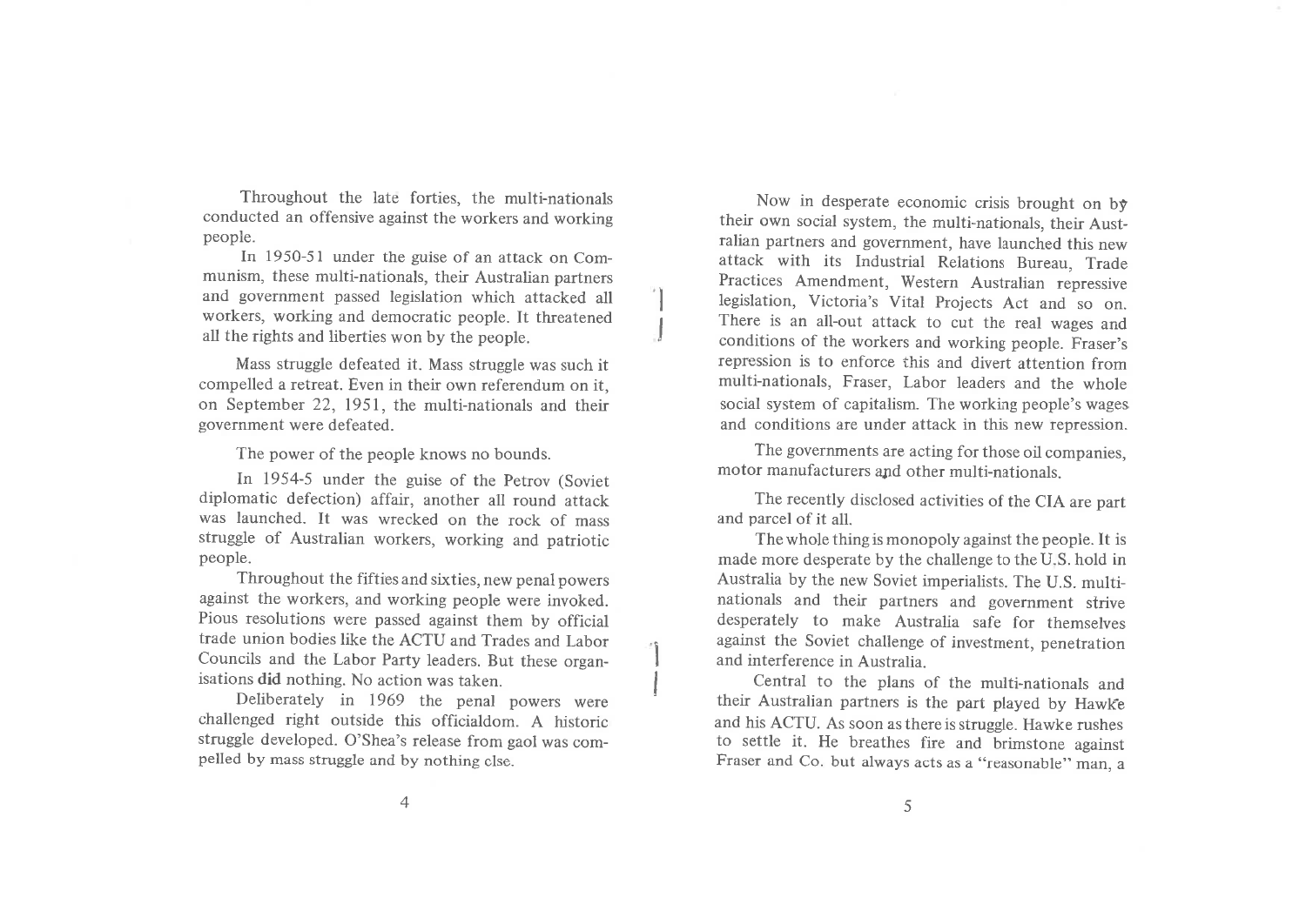Throughout the late forties, the multi-nationals conducted an offensive against the workers and working people.

In 1950-51 under the guise of an attack on Communism, these multi-nationals, their Australian partners and government passed legislation which attacked all workers, working and democratic people. It threatened all the rights and liberties won by the people.

Mass struggle defeated it. Mass struggle was such it compelled a retreat. Even in their own referendum on it, on September 22, 1951, the multi-nationals and their government were defeated.

The power of the people knows no bounds.

In 1954-5 under the guise of the Petrov (Soviet diplomatic defection) affair, another all round attack was launched. It was wrecked on the rock of mass struggle of Australian workers, working and patriotic people.

Throughout the fifties and sixties, new penal powers against the workers, and working people were invoked. Pious resolutions were passed against them by official trade union bodies like the ACTU and Trades and Labor Councils and the Labor Party leaders. But these organisations **did** nothing. No action was taken.

Deliberately in 1969 the penal powers were challenged right outside this officialdom. A historic struggle developed. O'Shea's release from gaol was compelled by mass struggle and by nothing else.

Now in desperate economic crisis brought on by their own social system, the multi-nationals, their Australian partners and government, have launched this new attack with its Industrial Relations Bureau, Trade Practices Amendment, Western Australian repressive legislation, Victoria's Vital Projects Act and so on. There is an all-out attack to cut the real wages and conditions of the workers and working people. Fraser's repression is to enforce this and divert attention from multi-nationals, Fraser, Labor leaders and the whole social system of capitalism. The working people's wages and conditions are under attack in this new repression.

The governments are acting for those oil companies, motor manufacturers and other multi-nationals.

The recently disclosed activities of the CIA are part and parcel of it all.

The whole thing is monopoly against the people. It is made more desperate by the challenge to the U.S. hold in Australia by the new Soviet imperialists. The U.S. multinationals and their partners and government strive desperately to make Australia safe for themselves against the Soviet challenge of investment, penetration and interference in Australia.

Central to the plans of the multi-nationals and their Australian partners is the part played by Hawke and his ACTU. As soon as there is struggle. Hawke rushes to settle it. He breathes fire and brimstone against Fraser and Co. but always acts as a "reasonable" man, a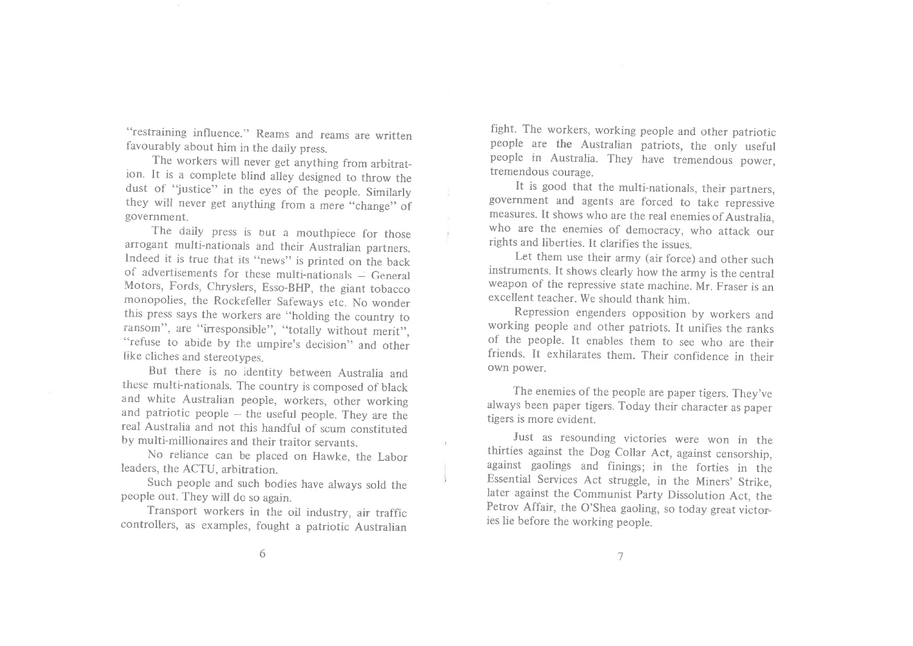"restraining influence." Reams and reams are written favourably about him in the daily press.

The workers will never get anything from arbitration. It is a complete blind alley designed to throw the dust of "justice" in the eyes of the people. Similarly they will never get anything from a mere "change" of government.

The daily press is but a mouthpiece for those arrogant multi-nationals and their Australian partners. Indeed it is true that its "news" is printed on the back of advertisements for these multi-nationals – General Motors, Fords, Chryslers, Esso-BHP, the giant tobacco monopolies, the Rockefeller Safeways etc. No wonder this press says the workers are "holding the country to ransom", are "irresponsible", "totally without merit", "refuse to abide by the umpire's decision" and other like cliches and stereotypes.

But there is no identity between Australia and these multi-nationals. The country is composed of black and white Australian people, workers, other working and patriotic people – the useful people. They are the real Australia and not this handful of scum constituted by multi-millionaires and their traitor servants.

No reliance can be placed on Hawke, the Labor leaders, the ACTU, arbitration.

Such people and such bodies have always sold the people out. They will do so again.

Transport workers in the oil industry, air traffic controllers, as examples, fought a patriotic Australian fight. The workers, working people and other patriotic people are the Australian patriots, the only useful people in Australia. They have tremendous power, tremendous courage.

It is good that the multi-nationals, their partners, government and agents are forced to take repressive measures. It shows who are the real enemies of Australia, who are the enemies of democracy, who attack our rights and liberties. It clarifies the issues.

Let them use their army (air force) and other such instruments. It shows clearly how the army is the central weapon of the repressive state machine. Mr. Fraser is an excellent teacher. We should thank him.

Repression engenders opposition by workers and working people and other patriots. It unifies the ranks of the people. It enables them to see who are their friends. It exhilarates them. Their confidence in their own power.

The enemies of the people are paper tigers. They've always been paper tigers. Today their character as paper tigers is more evident.

Just as resounding victories were won in the thirties against the Dog Collar Act, against censorship, against gaolings and finings; in the forties in the Essential Services Act struggle, in the Miners' Strike, later against the Communist Party Dissolution Act, the Petrov Affair, the O'Shea gaoling, so today great victories lie before the working people.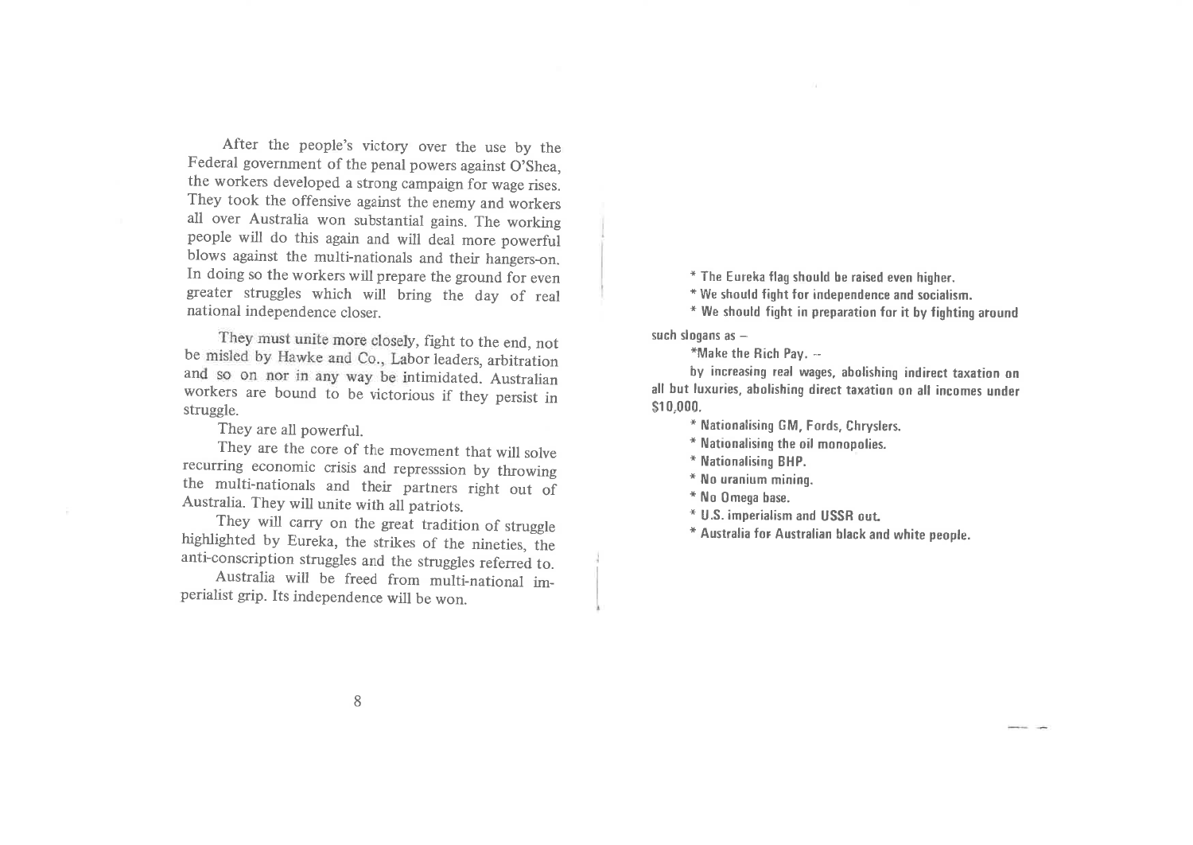After the people's victory over the use by the Federal government of the penal powers against O'Shea, the workers developed a strong campaign for wage rises. They took the offensive against the enemy and workers all over Australia won substantial gains. The working people will do this again and will deal more powerful blows against the multi-nationals and their hangers-on. In doing so the workers will prepare the ground for even greater struggles which will bring the day of real national independence closer.

They must unite more closely, fight to the end, not be misled by Hawke and Co., Labor leaders, arbitration and so on nor in any way be intimidated. Australian workers are bound to be victorious if they persist in struggle.

They are all powerful.

They are the core of the movement that will solve recurring economic crisis and represssion by throwing the multi-nationals and their partners right out of Australia. They will unite with all patriots.

They will carry on the great tradition of struggle highlighted by Eureka, the strikes of the nineties, the anti-conscription struggles and the struggles referred to.

Australia will be freed from multi-national imperialist grip. Its independence will be won.

* The Eureka flag should be raised even higher.
* We should fight for independence and socialism.
* We should fight in preparation for it by fighting around such slogans as –

*Make the Rich Pay. --

by increasing real wages, abolishing indirect taxation on all but luxuries, abolishing direct taxation on all incomes under $10,000.

* Nationalising GM, Fords, Chryslers.
* Nationalising the oil monopolies.
* Nationalising BHP.
* No uranium mining.
* No Omega base.
* U.S. imperialism and USSR out.
* Australia for Australian black and white people.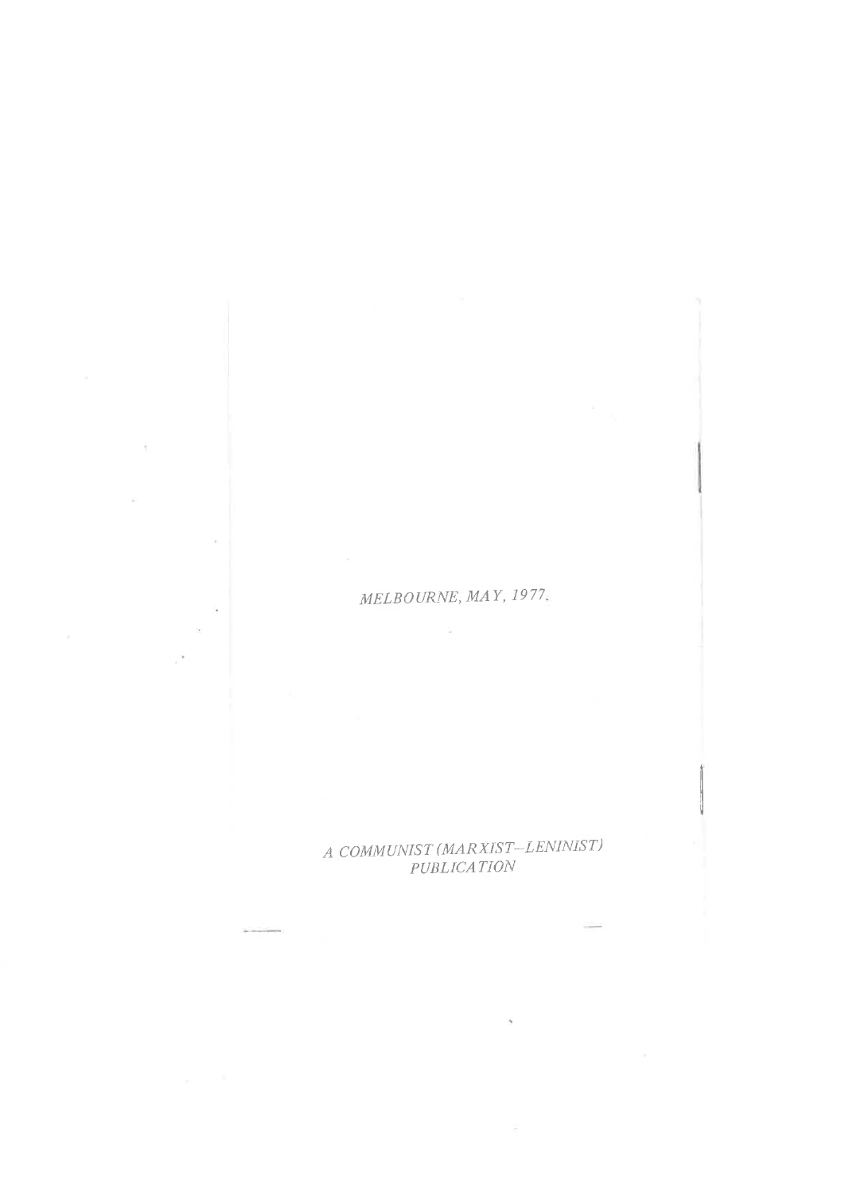*MELBOURNE, MAY, 1977.*

*A COMMUNIST (MARXIST–LENINIST) PUBLICATION*